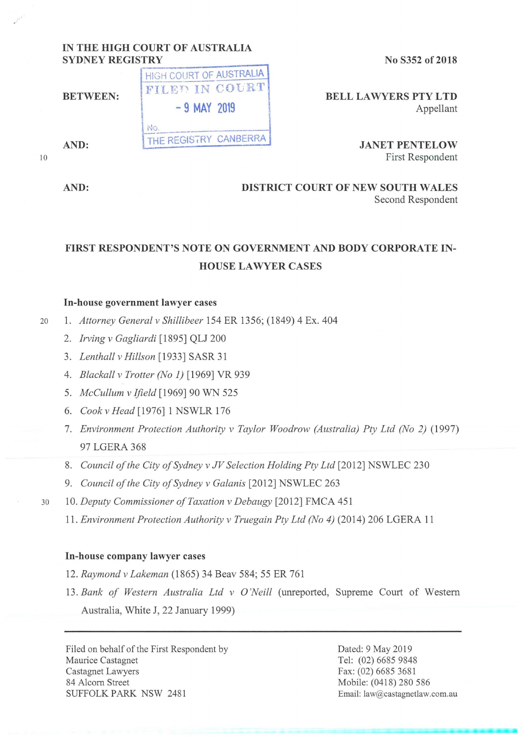IN THE HIGH COURT OF AUSTRALIA
SYDNEY REGISTRY

No S352 of 2018

HIGH COURT OF AUSTRALIA
FILED IN COURT
- 9 MAY 2019
No.
THE REGISTRY CANBERRA

BETWEEN: **BELL LAWYERS PTY LTD**
Appellant

AND: **JANET PENTELOW**
First Respondent

AND: **DISTRICT COURT OF NEW SOUTH WALES**
Second Respondent

## FIRST RESPONDENT'S NOTE ON GOVERNMENT AND BODY CORPORATE IN-HOUSE LAWYER CASES

### In-house government lawyer cases

1. *Attorney General v Shillibeer* 154 ER 1356; (1849) 4 Ex. 404
2. *Irving v Gagliardi* [1895] QLJ 200
3. *Lenthall v Hillson* [1933] SASR 31
4. *Blackall v Trotter (No 1)* [1969] VR 939
5. *McCullum v Ifield* [1969] 90 WN 525
6. *Cook v Head* [1976] 1 NSWLR 176
7. *Environment Protection Authority v Taylor Woodrow (Australia) Pty Ltd (No 2)* (1997) 97 LGERA 368
8. *Council of the City of Sydney v JV Selection Holding Pty Ltd* [2012] NSWLEC 230
9. *Council of the City of Sydney v Galanis* [2012] NSWLEC 263
10. *Deputy Commissioner of Taxation v Debaugy* [2012] FMCA 451
11. *Environment Protection Authority v Truegain Pty Ltd (No 4)* (2014) 206 LGERA 11

### In-house company lawyer cases

12. *Raymond v Lakeman* (1865) 34 Beav 584; 55 ER 761
13. *Bank of Western Australia Ltd v O'Neill* (unreported, Supreme Court of Western Australia, White J, 22 January 1999)

---

Filed on behalf of the First Respondent by
Maurice Castagnet
Castagnet Lawyers
84 Alcorn Street
SUFFOLK PARK NSW 2481

Dated: 9 May 2019
Tel: (02) 6685 9848
Fax: (02) 6685 3681
Mobile: (0418) 280 586
Email: law@castagnetlaw.com.au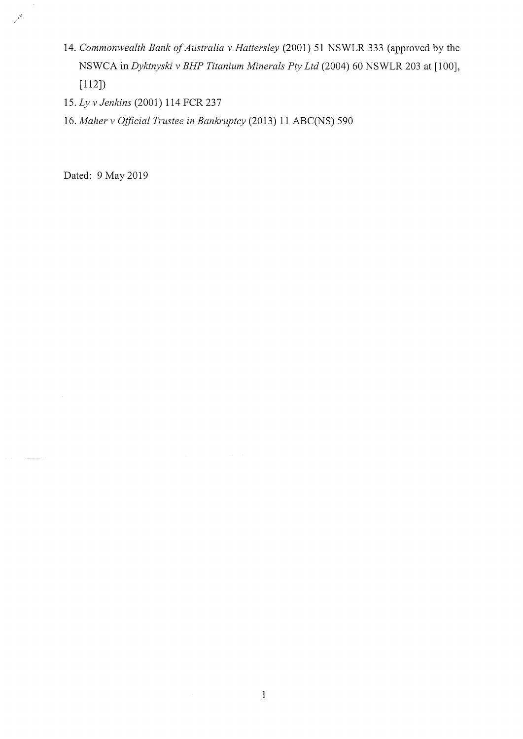14. *Commonwealth Bank of Australia v Hattersley* (2001) 51 NSWLR 333 (approved by the NSWCA in *Dyktnyski v BHP Titanium Minerals Pty Ltd* (2004) 60 NSWLR 203 at [100], [112])
15. *Ly v Jenkins* (2001) 114 FCR 237
16. *Maher v Official Trustee in Bankruptcy* (2013) 11 ABC(NS) 590

Dated: 9 May 2019